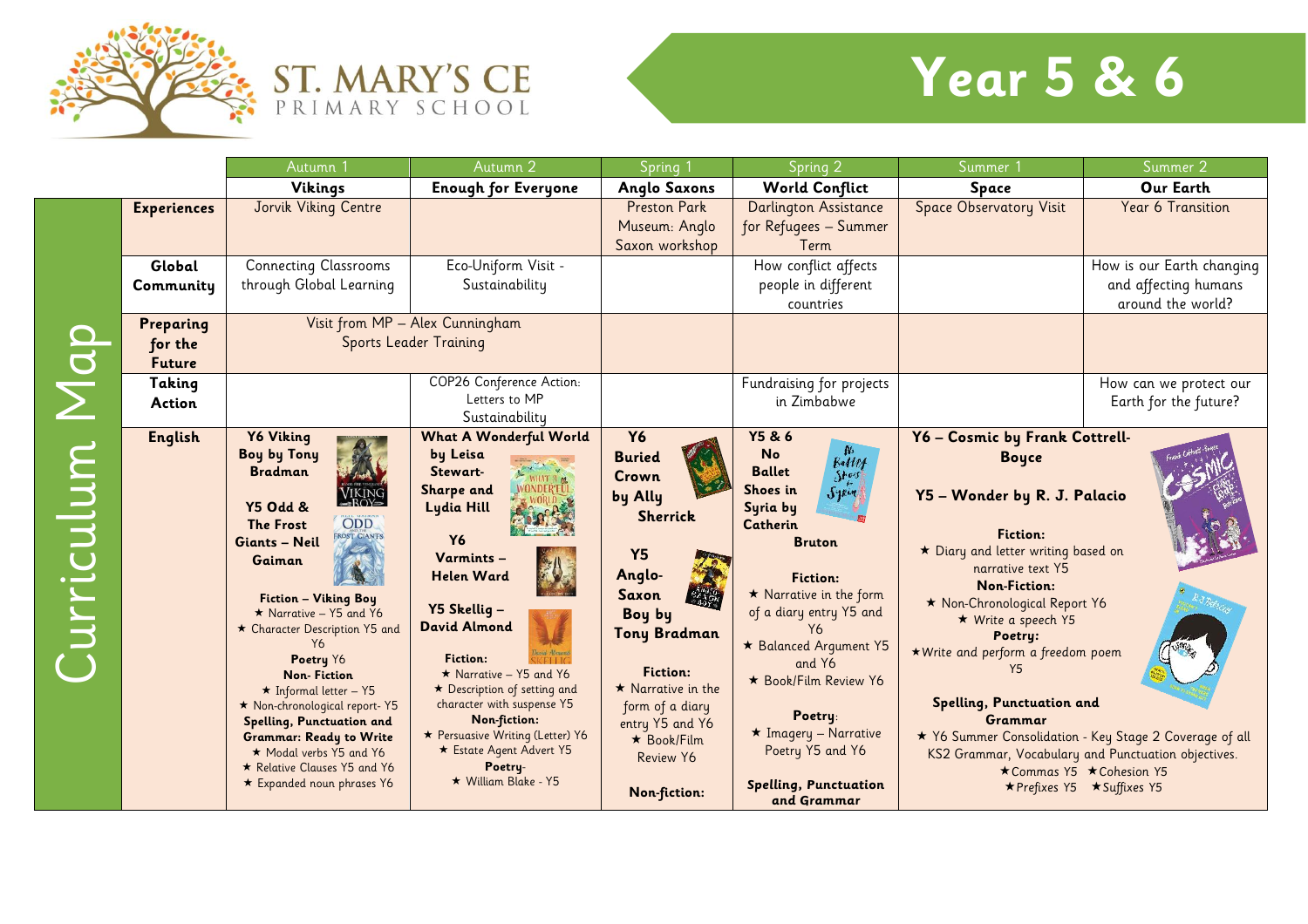# ST. MARY'S CE PRIMARY SCHOOL

# Year 5 & 6

## Curriculum Map

| | Autumn 1 | Autumn 2 | Spring 1 | Spring 2 | Summer 1 | Summer 2 |
|---|---|---|---|---|---|---|
| | **Vikings** | **Enough for Everyone** | **Anglo Saxons** | **World Conflict** | **Space** | **Our Earth** |
| **Experiences** | Jorvik Viking Centre | | Preston Park Museum: Anglo Saxon workshop | Darlington Assistance for Refugees – Summer Term | Space Observatory Visit | Year 6 Transition |
| **Global Community** | Connecting Classrooms through Global Learning | Eco-Uniform Visit - Sustainability | | How conflict affects people in different countries | | How is our Earth changing and affecting humans around the world? |
| **Preparing for the Future** | Visit from MP – Alex Cunningham<br>Sports Leader Training | | | | | |
| **Taking Action** | | COP26 Conference Action: Letters to MP<br>Sustainability | | Fundraising for projects in Zimbabwe | | How can we protect our Earth for the future? |
| **English** | **Y6 Viking Boy by Tony Bradman**<br><br>**Y5 Odd & The Frost Giants – Neil Gaiman**<br><br>**Fiction – Viking Boy**<br>★ Narrative – Y5 and Y6<br>★ Character Description Y5 and Y6<br>**Poetry** Y6<br>**Non- Fiction**<br>★ Informal letter – Y5<br>★ Non-chronological report- Y5<br>**Spelling, Punctuation and Grammar: Ready to Write**<br>★ Modal verbs Y5 and Y6<br>★ Relative Clauses Y5 and Y6<br>★ Expanded noun phrases Y6 | **What A Wonderful World by Leisa Stewart-Sharpe and Lydia Hill**<br><br>**Y6 Varmints – Helen Ward**<br><br>**Y5 Skellig – David Almond**<br><br>**Fiction:**<br>★ Narrative – Y5 and Y6<br>★ Description of setting and character with suspense Y5<br>**Non-fiction:**<br>★ Persuasive Writing (Letter) Y6<br>★ Estate Agent Advert Y5<br>**Poetry-**<br>★ William Blake - Y5 | **Y6 Buried Crown by Ally Sherrick**<br><br>**Y5 Anglo-Saxon Boy by Tony Bradman**<br><br>**Fiction:**<br>★ Narrative in the form of a diary entry Y5 and Y6<br>★ Book/Film Review Y6<br><br>**Non-fiction:** | **Y5 & 6 No Ballet Shoes in Syria by Catherin Bruton**<br><br>**Fiction:**<br>★ Narrative in the form of a diary entry Y5 and Y6<br>★ Balanced Argument Y5 and Y6<br>★ Book/Film Review Y6<br><br>**Poetry:**<br>★ Imagery – Narrative Poetry Y5 and Y6<br><br>**Spelling, Punctuation and Grammar** | **Y6 – Cosmic by Frank Cottrell-Boyce**<br><br>**Y5 – Wonder by R. J. Palacio**<br><br>**Fiction:**<br>★ Diary and letter writing based on narrative text Y5<br>**Non-Fiction:**<br>★ Non-Chronological Report Y6<br>★ Write a speech Y5<br>**Poetry:**<br>★Write and perform a freedom poem Y5<br><br>**Spelling, Punctuation and Grammar**<br>★ Y6 Summer Consolidation - Key Stage 2 Coverage of all KS2 Grammar, Vocabulary and Punctuation objectives.<br>★Commas Y5 ★Cohesion Y5<br>★Prefixes Y5 ★Suffixes Y5 | |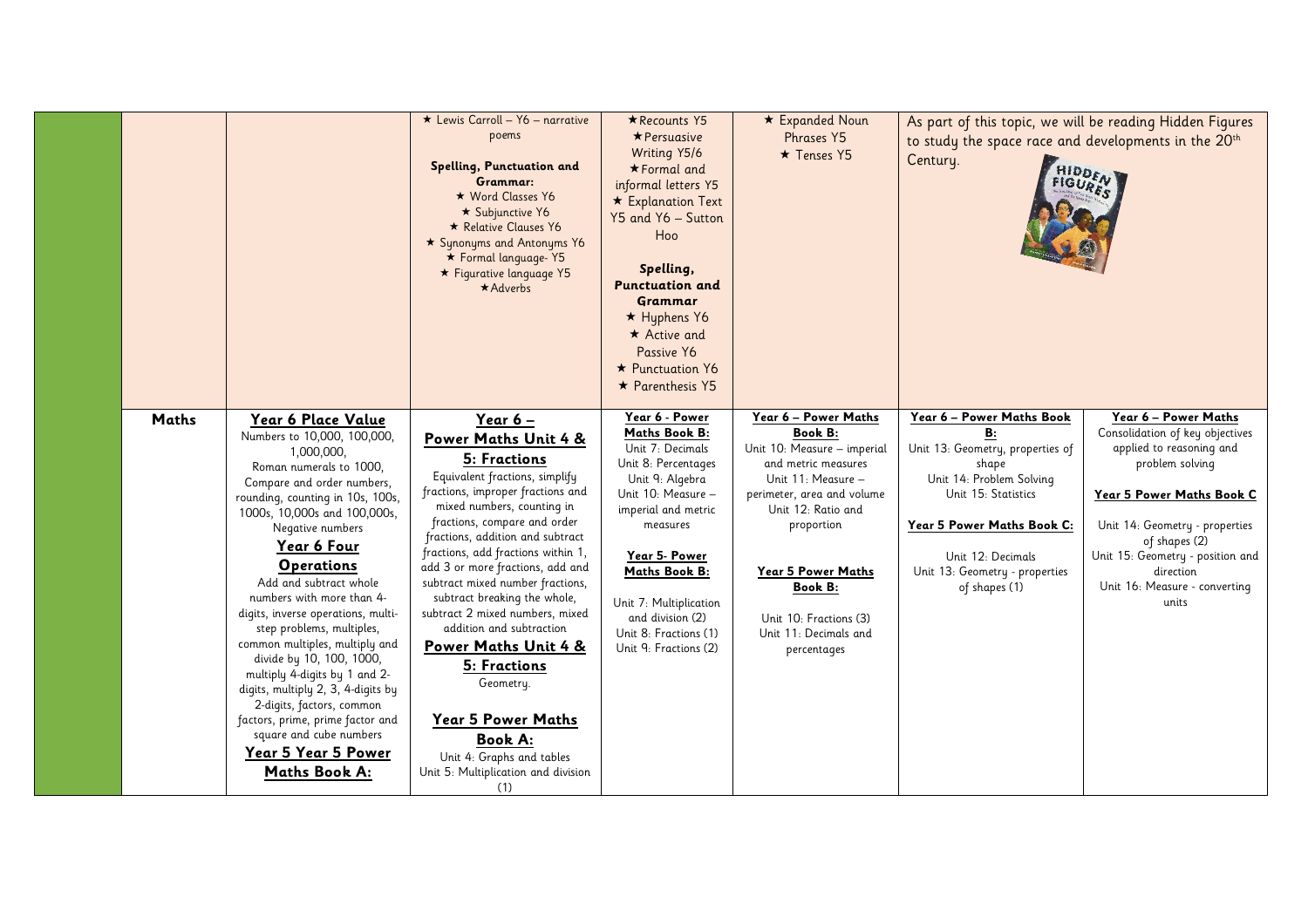| | | | | | | |
|---|---|---|---|---|---|---|
| | | ★ Lewis Carroll – Y6 – narrative poems<br><br>**Spelling, Punctuation and Grammar:**<br>★ Word Classes Y6<br>★ Subjunctive Y6<br>★ Relative Clauses Y6<br>★ Synonyms and Antonyms Y6<br>★ Formal language- Y5<br>★ Figurative language Y5<br>★ Adverbs | ★ Recounts Y5<br>★ Persuasive Writing Y5/6<br>★ Formal and informal letters Y5<br>★ Explanation Text Y5 and Y6 – Sutton Hoo<br><br>**Spelling, Punctuation and Grammar**<br>★ Hyphens Y6<br>★ Active and Passive Y6<br>★ Punctuation Y6<br>★ Parenthesis Y5 | ★ Expanded Noun Phrases Y5<br>★ Tenses Y5 | As part of this topic, we will be reading Hidden Figures to study the space race and developments in the 20th Century. | |
| **Maths** | **Year 6 Place Value**<br>Numbers to 10,000, 100,000, 1,000,000, Roman numerals to 1000, Compare and order numbers, rounding, counting in 10s, 100s, 1000s, 10,000s and 100,000s, Negative numbers<br>**Year 6 Four Operations**<br>Add and subtract whole numbers with more than 4-digits, inverse operations, multi-step problems, multiples, common multiples, multiply and divide by 10, 100, 1000, multiply 4-digits by 1 and 2-digits, multiply 2, 3, 4-digits by 2-digits, factors, common factors, prime, prime factor and square and cube numbers<br>**Year 5 Year 5 Power Maths Book A:** | **Year 6 – Power Maths Unit 4 & 5: Fractions**<br>Equivalent fractions, simplify fractions, improper fractions and mixed numbers, counting in fractions, compare and order fractions, addition and subtract fractions, add fractions within 1, add 3 or more fractions, add and subtract mixed number fractions, subtract breaking the whole, subtract 2 mixed numbers, mixed addition and subtraction<br>**Power Maths Unit 4 & 5: Fractions**<br>Geometry.<br><br>**Year 5 Power Maths Book A:**<br>Unit 4: Graphs and tables<br>Unit 5: Multiplication and division (1) | **Year 6 - Power Maths Book B:**<br>Unit 7: Decimals<br>Unit 8: Percentages<br>Unit 9: Algebra<br>Unit 10: Measure – imperial and metric measures<br><br>**Year 5- Power Maths Book B:**<br><br>Unit 7: Multiplication and division (2)<br>Unit 8: Fractions (1)<br>Unit 9: Fractions (2) | **Year 6 – Power Maths Book B:**<br>Unit 10: Measure – imperial and metric measures<br>Unit 11: Measure – perimeter, area and volume<br>Unit 12: Ratio and proportion<br><br>**Year 5 Power Maths Book B:**<br><br>Unit 10: Fractions (3)<br>Unit 11: Decimals and percentages | **Year 6 – Power Maths Book B:**<br>Unit 13: Geometry, properties of shape<br>Unit 14: Problem Solving<br>Unit 15: Statistics<br><br>**Year 5 Power Maths Book C:**<br><br>Unit 12: Decimals<br>Unit 13: Geometry - properties of shapes (1) | **Year 6 – Power Maths**<br>Consolidation of key objectives applied to reasoning and problem solving<br><br>**Year 5 Power Maths Book C**<br><br>Unit 14: Geometry - properties of shapes (2)<br>Unit 15: Geometry - position and direction<br>Unit 16: Measure - converting units |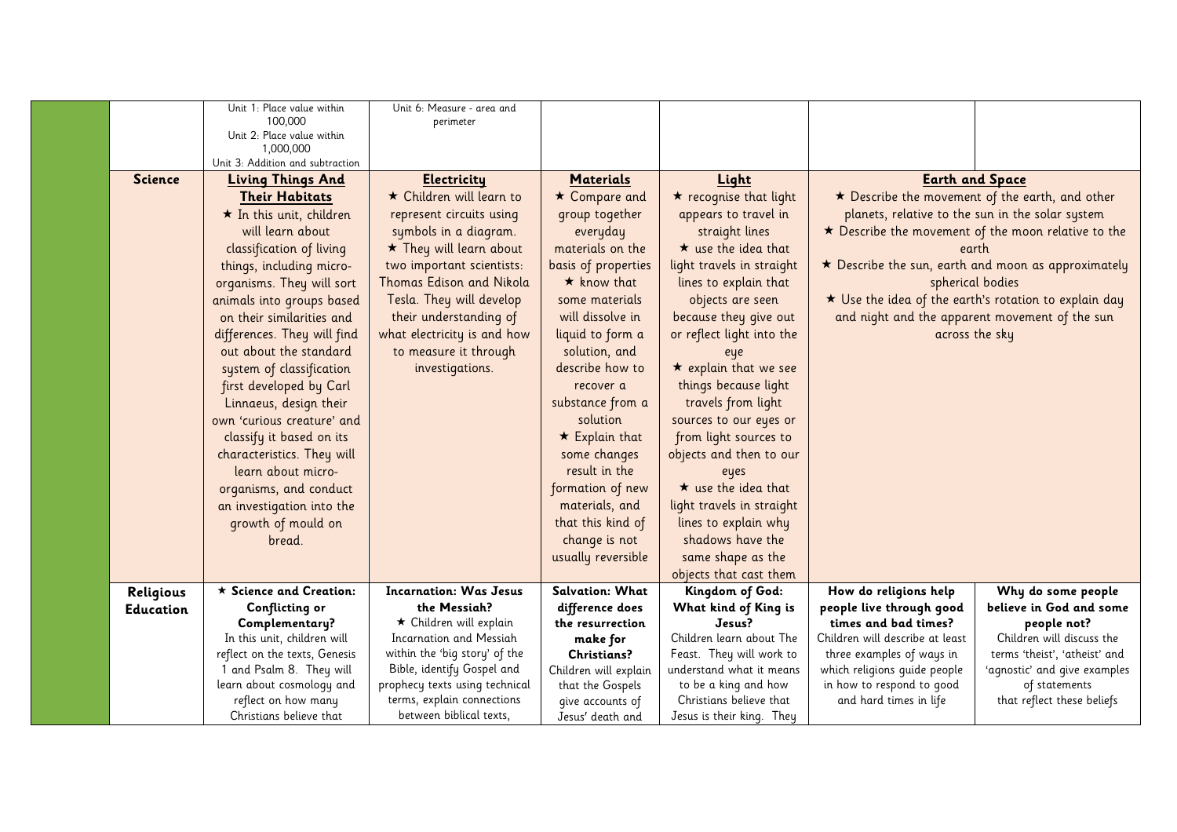| | | | | | | | |
|---|---|---|---|---|---|---|---|
| | | Unit 1: Place value within 100,000<br>Unit 2: Place value within 1,000,000<br>Unit 3: Addition and subtraction | Unit 6: Measure - area and perimeter | | | | |
| | **Science** | **Living Things And Their Habitats**<br>★ In this unit, children will learn about classification of living things, including micro-organisms. They will sort animals into groups based on their similarities and differences. They will find out about the standard system of classification first developed by Carl Linnaeus, design their own 'curious creature' and classify it based on its characteristics. They will learn about micro-organisms, and conduct an investigation into the growth of mould on bread. | **Electricity**<br>★ Children will learn to represent circuits using symbols in a diagram.<br>★ They will learn about two important scientists: Thomas Edison and Nikola Tesla. They will develop their understanding of what electricity is and how to measure it through investigations. | **Materials**<br>★ Compare and group together everyday materials on the basis of properties<br>★ know that some materials will dissolve in liquid to form a solution, and describe how to recover a substance from a solution<br>★ Explain that some changes result in the formation of new materials, and that this kind of change is not usually reversible | **Light**<br>★ recognise that light appears to travel in straight lines<br>★ use the idea that light travels in straight lines to explain that objects are seen because they give out or reflect light into the eye<br>★ explain that we see things because light travels from light sources to our eyes or from light sources to objects and then to our eyes<br>★ use the idea that light travels in straight lines to explain why shadows have the same shape as the objects that cast them | **Earth and Space**<br>★ Describe the movement of the earth, and other planets, relative to the sun in the solar system<br>★ Describe the movement of the moon relative to the earth<br>★ Describe the sun, earth and moon as approximately spherical bodies<br>★ Use the idea of the earth's rotation to explain day and night and the apparent movement of the sun across the sky | |
| | **Religious Education** | ★ **Science and Creation: Conflicting or Complementary?**<br>In this unit, children will reflect on the texts, Genesis 1 and Psalm 8. They will learn about cosmology and reflect on how many Christians believe that | **Incarnation: Was Jesus the Messiah?**<br>★ Children will explain Incarnation and Messiah within the 'big story' of the Bible, identify Gospel and prophecy texts using technical terms, explain connections between biblical texts, | **Salvation: What difference does the resurrection make for Christians?**<br>Children will explain that the Gospels give accounts of Jesus' death and | **Kingdom of God: What kind of King is Jesus?**<br>Children learn about The Feast. They will work to understand what it means to be a king and how Christians believe that Jesus is their king. They | **How do religions help people live through good times and bad times?**<br>Children will describe at least three examples of ways in which religions guide people in how to respond to good and hard times in life | **Why do some people believe in God and some people not?**<br>Children will discuss the terms 'theist', 'atheist' and 'agnostic' and give examples of statements that reflect these beliefs |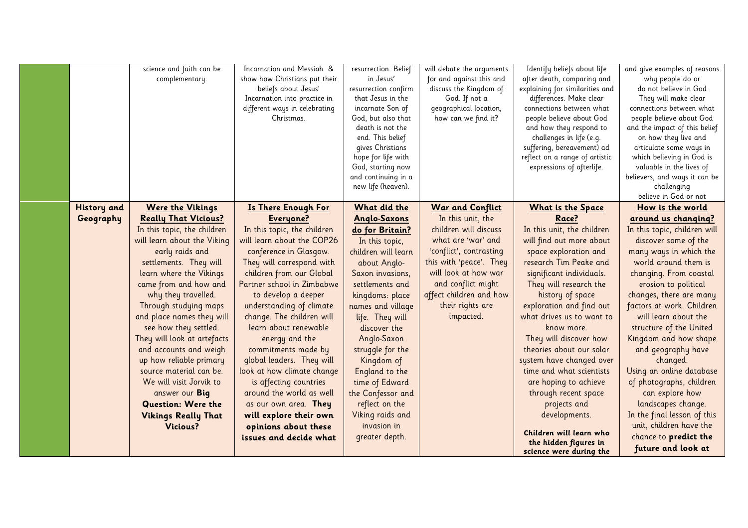| | | | | | | | |
|---|---|---|---|---|---|---|---|
| | | science and faith can be complementary. | Incarnation and Messiah & show how Christians put their beliefs about Jesus' Incarnation into practice in different ways in celebrating Christmas. | resurrection. Belief in Jesus' resurrection confirm that Jesus in the incarnate Son of God, but also that death is not the end. This belief gives Christians hope for life with God, starting now and continuing in a new life (heaven). | will debate the arguments for and against this and discuss the Kingdom of God. If not a geographical location, how can we find it? | Identify beliefs about life after death, comparing and explaining for similarities and differences. Make clear connections between what people believe about God and how they respond to challenges in life (e.g. suffering, bereavement) ad reflect on a range of artistic expressions of afterlife. | and give examples of reasons why people do or do not believe in God They will make clear connections between what people believe about God and the impact of this belief on how they live and articulate some ways in which believing in God is valuable in the lives of believers, and ways it can be challenging believe in God or not |
| | **History and Geography** | **Were the Vikings Really That Vicious?** In this topic, the children will learn about the Viking early raids and settlements. They will learn where the Vikings came from and how and why they travelled. Through studying maps and place names they will see how they settled. They will look at artefacts and accounts and weigh up how reliable primary source material can be. We will visit Jorvik to answer our **Big Question: Were the Vikings Really That Vicious?** | **Is There Enough For Everyone?** In this topic, the children will learn about the COP26 conference in Glasgow. They will correspond with children from our Global Partner school in Zimbabwe to develop a deeper understanding of climate change. The children will learn about renewable energy and the commitments made by global leaders. They will look at how climate change is affecting countries around the world as well as our own area. **They will explore their own opinions about these issues and decide what** | **What did the Anglo-Saxons do for Britain?** In this topic, children will learn about Anglo-Saxon invasions, settlements and kingdoms: place names and village life. They will discover the Anglo-Saxon struggle for the Kingdom of England to the time of Edward the Confessor and reflect on the Viking raids and invasion in greater depth. | **War and Conflict** In this unit, the children will discuss what are 'war' and 'conflict', contrasting this with 'peace'. They will look at how war and conflict might affect children and how their rights are impacted. | **What is the Space Race?** In this unit, the children will find out more about space exploration and research Tim Peake and significant individuals. They will research the history of space exploration and find out what drives us to want to know more. They will discover how theories about our solar system have changed over time and what scientists are hoping to achieve through recent space projects and developments. **Children will learn who the hidden figures in science were during the** | **How is the world around us changing?** In this topic, children will discover some of the many ways in which the world around them is changing. From coastal erosion to political changes, there are many factors at work. Children will learn about the structure of the United Kingdom and how shape and geography have changed. Using an online database of photographs, children can explore how landscapes change. In the final lesson of this unit, children have the chance to **predict the future and look at** |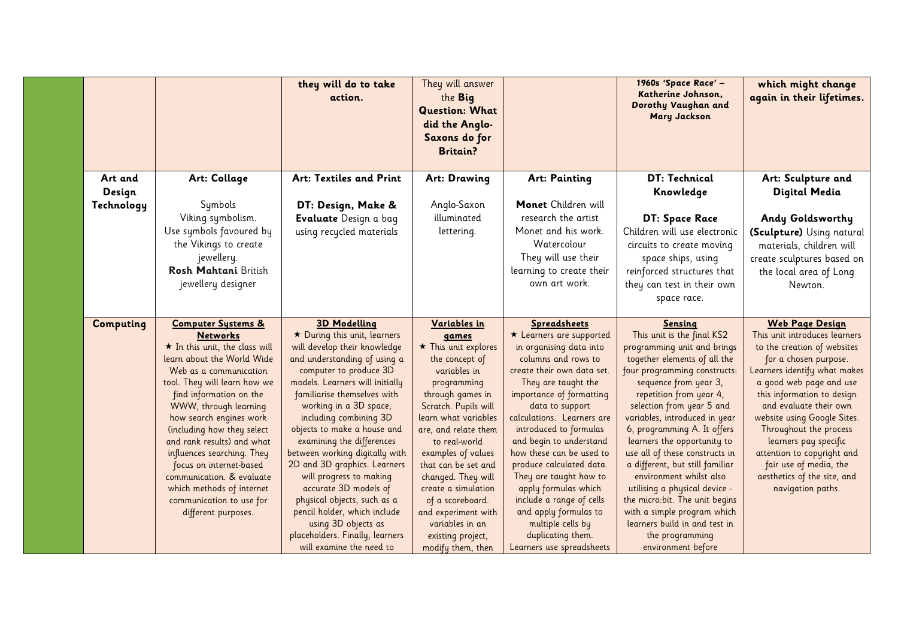| | | | | | | | |
|---|---|---|---|---|---|---|---|
| | | | **they will do to take action.** | They will answer the **Big Question: What did the Anglo-Saxons do for Britain?** | | **1960s 'Space Race' – Katherine Johnson, Dorothy Vaughan and Mary Jackson** | **which might change again in their lifetimes.** |
| | **Art and Design Technology** | **Art: Collage**<br><br>Symbols<br>Viking symbolism.<br>Use symbols favoured by the Vikings to create jewellery.<br>**Rosh Mahtani** British jewellery designer | **Art: Textiles and Print**<br><br>**DT: Design, Make & Evaluate** Design a bag using recycled materials | **Art: Drawing**<br><br>Anglo-Saxon illuminated lettering. | **Art: Painting**<br><br>**Monet** Children will research the artist Monet and his work.<br>Watercolour<br>They will use their learning to create their own art work. | **DT: Technical Knowledge**<br><br>**DT: Space Race**<br>Children will use electronic circuits to create moving space ships, using reinforced structures that they can test in their own space race. | **Art: Sculpture and Digital Media**<br><br>**Andy Goldsworthy (Sculpture)** Using natural materials, children will create sculptures based on the local area of Long Newton. |
| | **Computing** | **Computer Systems & Networks**<br>★ In this unit, the class will learn about the World Wide Web as a communication tool. They will learn how we find information on the WWW, through learning how search engines work (including how they select and rank results) and what influences searching. They focus on internet-based communication. & evaluate which methods of internet communication to use for different purposes. | **3D Modelling**<br>★ During this unit, learners will develop their knowledge and understanding of using a computer to produce 3D models. Learners will initially familiarise themselves with working in a 3D space, including combining 3D objects to make a house and examining the differences between working digitally with 2D and 3D graphics. Learners will progress to making accurate 3D models of physical objects, such as a pencil holder, which include using 3D objects as placeholders. Finally, learners will examine the need to | **Variables in games**<br>★ This unit explores the concept of variables in programming through games in Scratch. Pupils will learn what variables are, and relate them to real-world examples of values that can be set and changed. They will create a simulation of a scoreboard. and experiment with variables in an existing project, modify them, then | **Spreadsheets**<br>★ Learners are supported in organising data into columns and rows to create their own data set. They are taught the importance of formatting data to support calculations. Learners are introduced to formulas and begin to understand how these can be used to produce calculated data. They are taught how to apply formulas which include a range of cells and apply formulas to multiple cells by duplicating them. Learners use spreadsheets | **Sensing**<br>This unit is the final KS2 programming unit and brings together elements of all the four programming constructs: sequence from year 3, repetition from year 4, selection from year 5 and variables, introduced in year 6, programming A. It offers learners the opportunity to use all of these constructs in a different, but still familiar environment whilst also utilising a physical device - the micro:bit. The unit begins with a simple program which learners build in and test in the programming environment before | **Web Page Design**<br>This unit introduces learners to the creation of websites for a chosen purpose. Learners identify what makes a good web page and use this information to design and evaluate their own website using Google Sites. Throughout the process learners pay specific attention to copyright and fair use of media, the aesthetics of the site, and navigation paths. |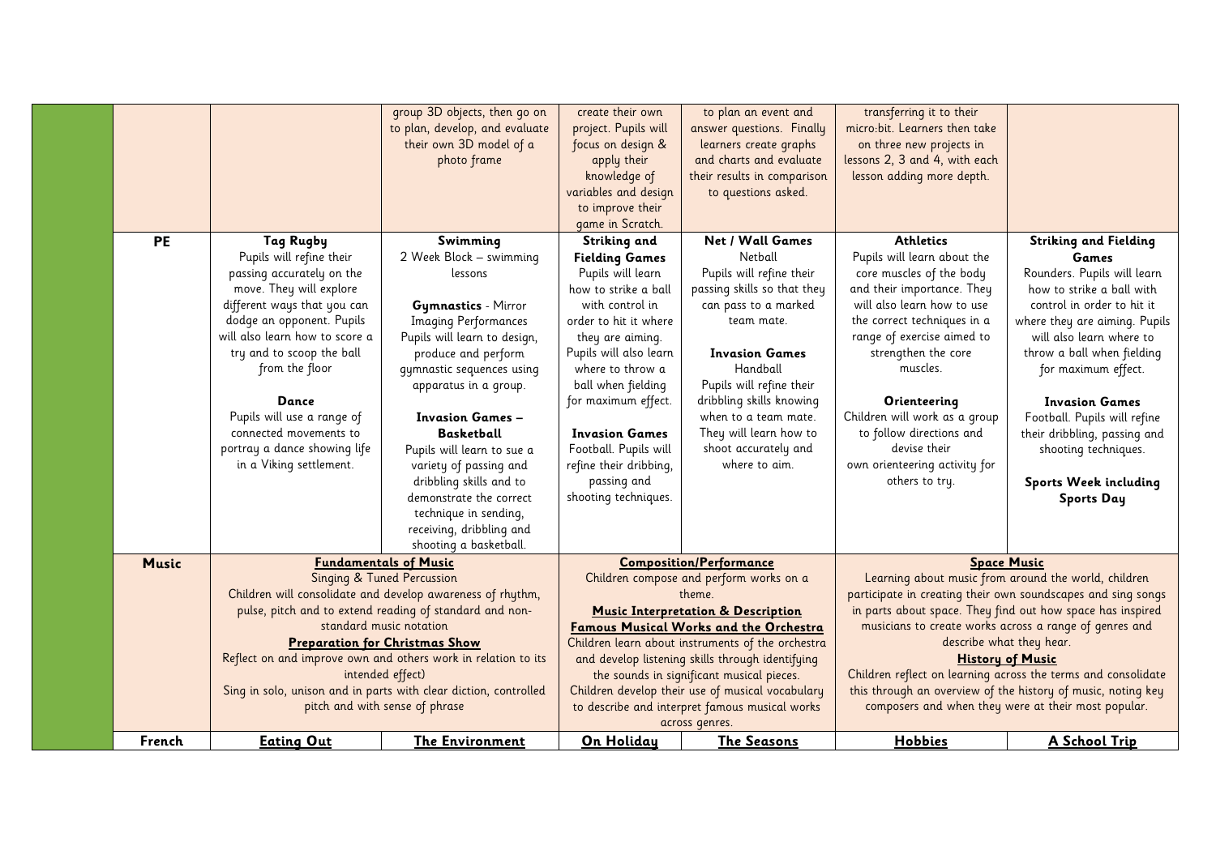| | | | | | | | |
|---|---|---|---|---|---|---|---|
| | | | group 3D objects, then go on to plan, develop, and evaluate their own 3D model of a photo frame | create their own project. Pupils will focus on design & apply their knowledge of variables and design to improve their game in Scratch. | to plan an event and answer questions. Finally learners create graphs and charts and evaluate their results in comparison to questions asked. | transferring it to their micro:bit. Learners then take on three new projects in lessons 2, 3 and 4, with each lesson adding more depth. | |
| | **PE** | **Tag Rugby** Pupils will refine their passing accurately on the move. They will explore different ways that you can dodge an opponent. Pupils will also learn how to score a try and to scoop the ball from the floor **Dance** Pupils will use a range of connected movements to portray a dance showing life in a Viking settlement. | **Swimming** 2 Week Block – swimming lessons **Gymnastics** - Mirror Imaging Performances Pupils will learn to design, produce and perform gymnastic sequences using apparatus in a group. **Invasion Games – Basketball** Pupils will learn to sue a variety of passing and dribbling skills and to demonstrate the correct technique in sending, receiving, dribbling and shooting a basketball. | **Striking and Fielding Games** Pupils will learn how to strike a ball with control in order to hit it where they are aiming. Pupils will also learn where to throw a ball when fielding for maximum effect. **Invasion Games** Football. Pupils will refine their dribbling, passing and shooting techniques. | **Net / Wall Games** Netball Pupils will refine their passing skills so that they can pass to a marked team mate. **Invasion Games** Handball Pupils will refine their dribbling skills knowing when to a team mate. They will learn how to shoot accurately and where to aim. | **Athletics** Pupils will learn about the core muscles of the body and their importance. They will also learn how to use the correct techniques in a range of exercise aimed to strengthen the core muscles. **Orienteering** Children will work as a group to follow directions and devise their own orienteering activity for others to try. | **Striking and Fielding Games** Rounders. Pupils will learn how to strike a ball with control in order to hit it where they are aiming. Pupils will also learn where to throw a ball when fielding for maximum effect. **Invasion Games** Football. Pupils will refine their dribbling, passing and shooting techniques. **Sports Week including Sports Day** |
| | **Music** | **Fundamentals of Music** Singing & Tuned Percussion Children will consolidate and develop awareness of rhythm, pulse, pitch and to extend reading of standard and non-standard music notation **Preparation for Christmas Show** Reflect on and improve own and others work in relation to its intended effect) Sing in solo, unison and in parts with clear diction, controlled pitch and with sense of phrase | | **Composition/Performance** Children compose and perform works on a theme. **Music Interpretation & Description** **Famous Musical Works and the Orchestra** Children learn about instruments of the orchestra and develop listening skills through identifying the sounds in significant musical pieces. Children develop their use of musical vocabulary to describe and interpret famous musical works across genres. | | **Space Music** Learning about music from around the world, children participate in creating their own soundscapes and sing songs in parts about space. They find out how space has inspired musicians to create works across a range of genres and describe what they hear. **History of Music** Children reflect on learning across the terms and consolidate this through an overview of the history of music, noting key composers and when they were at their most popular. | |
| | **French** | **Eating Out** | **The Environment** | **On Holiday** | **The Seasons** | **Hobbies** | **A School Trip** |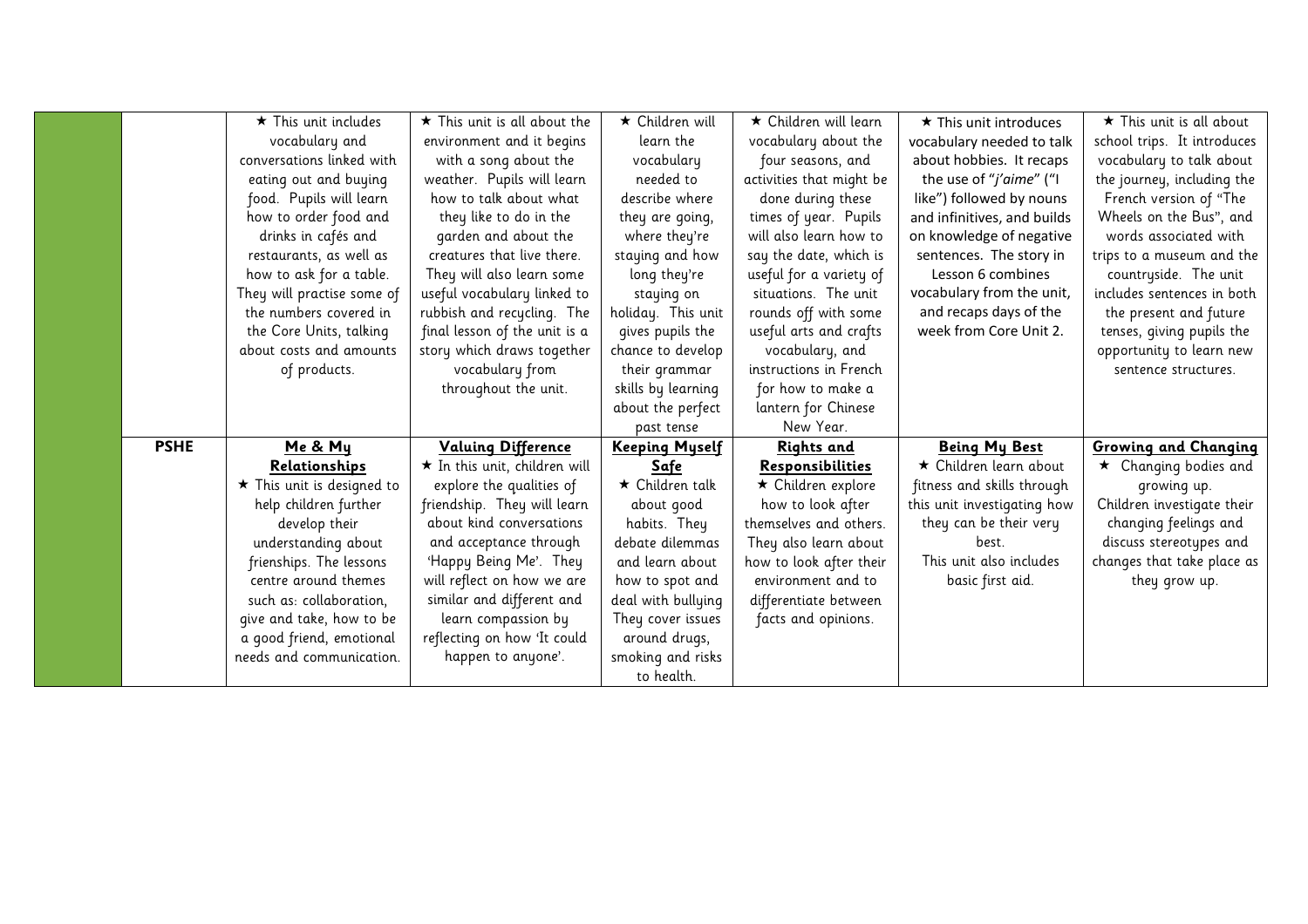| | | | | | | | |
|---|---|---|---|---|---|---|---|
| | | ★ This unit includes vocabulary and conversations linked with eating out and buying food. Pupils will learn how to order food and drinks in cafés and restaurants, as well as how to ask for a table. They will practise some of the numbers covered in the Core Units, talking about costs and amounts of products. | ★ This unit is all about the environment and it begins with a song about the weather. Pupils will learn how to talk about what they like to do in the garden and about the creatures that live there. They will also learn some useful vocabulary linked to rubbish and recycling. The final lesson of the unit is a story which draws together vocabulary from throughout the unit. | ★ Children will learn the vocabulary needed to describe where they are going, where they're staying and how long they're staying on holiday. This unit gives pupils the chance to develop their grammar skills by learning about the perfect past tense | ★ Children will learn vocabulary about the four seasons, and activities that might be done during these times of year. Pupils will also learn how to say the date, which is useful for a variety of situations. The unit rounds off with some useful arts and crafts vocabulary, and instructions in French for how to make a lantern for Chinese New Year. | ★ This unit introduces vocabulary needed to talk about hobbies. It recaps the use of "*j'aime*" ("I like") followed by nouns and infinitives, and builds on knowledge of negative sentences. The story in Lesson 6 combines vocabulary from the unit, and recaps days of the week from Core Unit 2. | ★ This unit is all about school trips. It introduces vocabulary to talk about the journey, including the French version of "The Wheels on the Bus", and words associated with trips to a museum and the countryside. The unit includes sentences in both the present and future tenses, giving pupils the opportunity to learn new sentence structures. |
| | **PSHE** | **Me & My Relationships** ★ This unit is designed to help children further develop their understanding about frienships. The lessons centre around themes such as: collaboration, give and take, how to be a good friend, emotional needs and communication. | **Valuing Difference** ★ In this unit, children will explore the qualities of friendship. They will learn about kind conversations and acceptance through 'Happy Being Me'. They will reflect on how we are similar and different and learn compassion by reflecting on how 'It could happen to anyone'. | **Keeping Myself Safe** ★ Children talk about good habits. They debate dilemmas and learn about how to spot and deal with bullying They cover issues around drugs, smoking and risks to health. | **Rights and Responsibilities** ★ Children explore how to look after themselves and others. They also learn about how to look after their environment and to differentiate between facts and opinions. | **Being My Best** ★ Children learn about fitness and skills through this unit investigating how they can be their very best. This unit also includes basic first aid. | **Growing and Changing** ★ Changing bodies and growing up. Children investigate their changing feelings and discuss stereotypes and changes that take place as they grow up. |